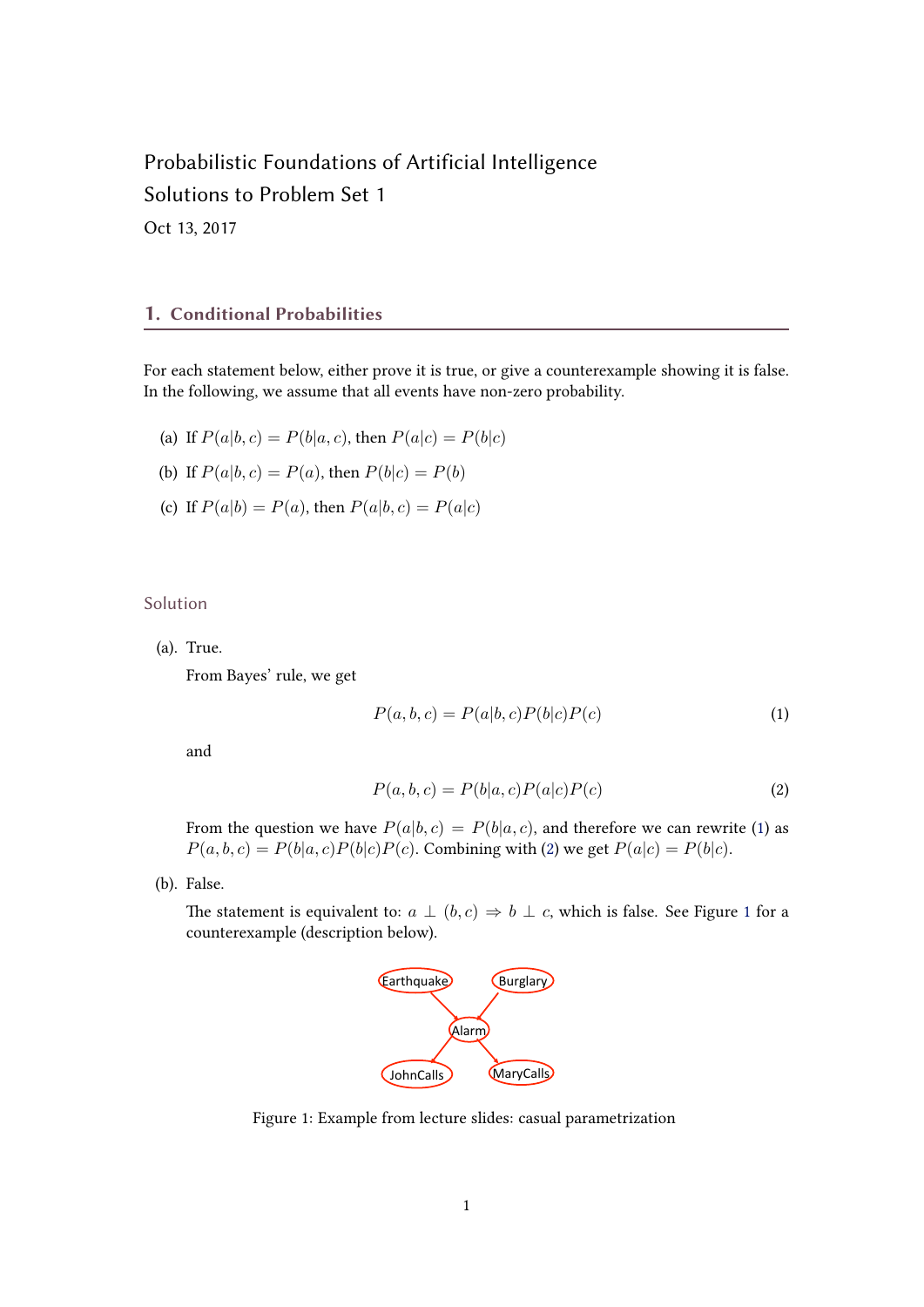Probabilistic Foundations of Artificial Intelligence

Solutions to Problem Set 1

Oct 13, 2017

## 1. Conditional Probabilities

For each statement below, either prove it is true, or give a counterexample showing it is false. In the following, we assume that all events have non-zero probability.

(a) If $P(a|b,c) = P(b|a,c)$, then $P(a|c) = P(b|c)$

(b) If $P(a|b,c) = P(a)$, then $P(b|c) = P(b)$

(c) If $P(a|b) = P(a)$, then $P(a|b,c) = P(a|c)$

### Solution

(a). True.

From Bayes' rule, we get

$$P(a,b,c) = P(a|b,c)P(b|c)P(c) \tag{1}$$

and

$$P(a,b,c) = P(b|a,c)P(a|c)P(c) \tag{2}$$

From the question we have $P(a|b,c) = P(b|a,c)$, and therefore we can rewrite (1) as $P(a,b,c) = P(b|a,c)P(b|c)P(c)$. Combining with (2) we get $P(a|c) = P(b|c)$.

(b). False.

The statement is equivalent to: $a \perp (b,c) \Rightarrow b \perp c$, which is false. See Figure 1 for a counterexample (description below).

Figure 1: Example from lecture slides: casual parametrization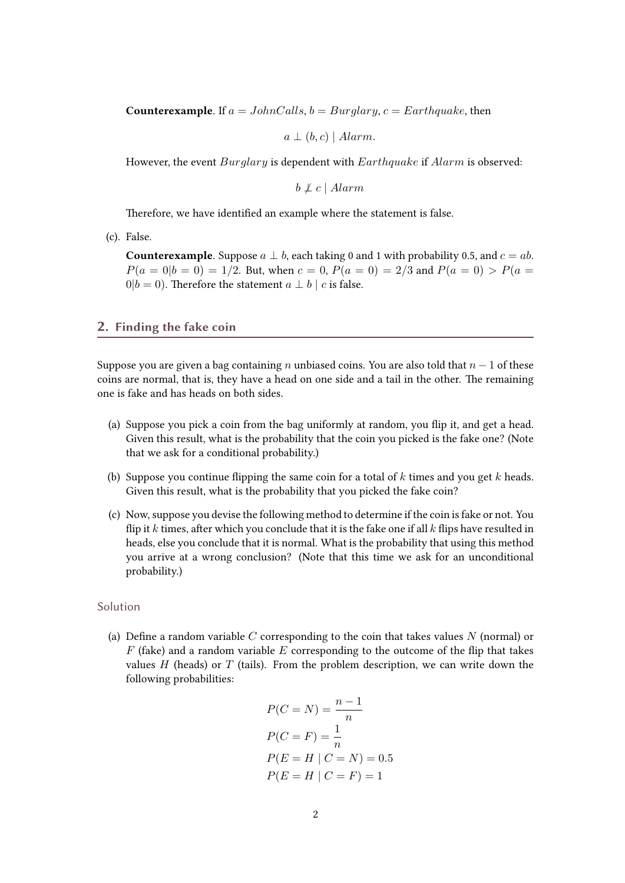**Counterexample**. If $a = JohnCalls$, $b = Burglary$, $c = Earthquake$, then

$$a \perp (b, c) \mid Alarm.$$

However, the event $Burglary$ is dependent with $Earthquake$ if $Alarm$ is observed:

$$b \not\perp c \mid Alarm$$

Therefore, we have identified an example where the statement is false.

(c). False.

**Counterexample**. Suppose $a \perp b$, each taking 0 and 1 with probability 0.5, and $c = ab$. $P(a = 0|b = 0) = 1/2$. But, when $c = 0$, $P(a = 0) = 2/3$ and $P(a = 0) > P(a = 0|b = 0)$. Therefore the statement $a \perp b \mid c$ is false.

## 2. Finding the fake coin

Suppose you are given a bag containing $n$ unbiased coins. You are also told that $n - 1$ of these coins are normal, that is, they have a head on one side and a tail in the other. The remaining one is fake and has heads on both sides.

(a) Suppose you pick a coin from the bag uniformly at random, you flip it, and get a head. Given this result, what is the probability that the coin you picked is the fake one? (Note that we ask for a conditional probability.)

(b) Suppose you continue flipping the same coin for a total of $k$ times and you get $k$ heads. Given this result, what is the probability that you picked the fake coin?

(c) Now, suppose you devise the following method to determine if the coin is fake or not. You flip it $k$ times, after which you conclude that it is the fake one if all $k$ flips have resulted in heads, else you conclude that it is normal. What is the probability that using this method you arrive at a wrong conclusion? (Note that this time we ask for an unconditional probability.)

### Solution

(a) Define a random variable $C$ corresponding to the coin that takes values $N$ (normal) or $F$ (fake) and a random variable $E$ corresponding to the outcome of the flip that takes values $H$ (heads) or $T$ (tails). From the problem description, we can write down the following probabilities:

$$P(C = N) = \frac{n-1}{n}$$

$$P(C = F) = \frac{1}{n}$$

$$P(E = H \mid C = N) = 0.5$$

$$P(E = H \mid C = F) = 1$$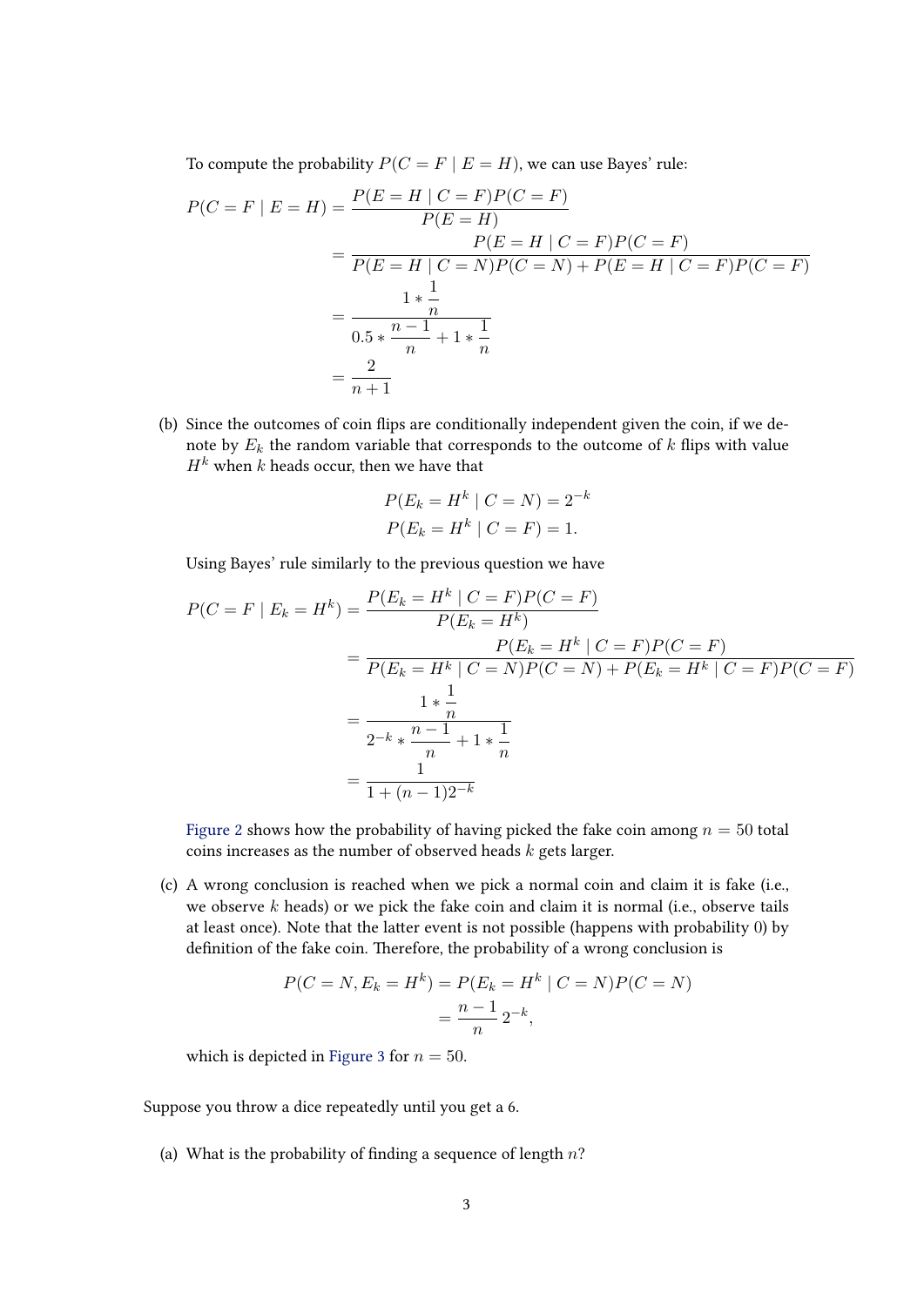To compute the probability $P(C = F \mid E = H)$, we can use Bayes' rule:

$$
\begin{aligned}
P(C = F \mid E = H) &= \frac{P(E = H \mid C = F)P(C = F)}{P(E = H)} \\
&= \frac{P(E = H \mid C = F)P(C = F)}{P(E = H \mid C = N)P(C = N) + P(E = H \mid C = F)P(C = F)} \\
&= \frac{1 * \frac{1}{n}}{0.5 * \frac{n-1}{n} + 1 * \frac{1}{n}} \\
&= \frac{2}{n+1}
\end{aligned}
$$

(b) Since the outcomes of coin flips are conditionally independent given the coin, if we denote by $E_k$ the random variable that corresponds to the outcome of $k$ flips with value $H^k$ when $k$ heads occur, then we have that

$$
\begin{aligned}
P(E_k = H^k \mid C = N) &= 2^{-k} \\
P(E_k = H^k \mid C = F) &= 1.
\end{aligned}
$$

Using Bayes' rule similarly to the previous question we have

$$
\begin{aligned}
P(C = F \mid E_k = H^k) &= \frac{P(E_k = H^k \mid C = F)P(C = F)}{P(E_k = H^k)} \\
&= \frac{P(E_k = H^k \mid C = F)P(C = F)}{P(E_k = H^k \mid C = N)P(C = N) + P(E_k = H^k \mid C = F)P(C = F)} \\
&= \frac{1 * \frac{1}{n}}{2^{-k} * \frac{n-1}{n} + 1 * \frac{1}{n}} \\
&= \frac{1}{1 + (n-1)2^{-k}}
\end{aligned}
$$

Figure 2 shows how the probability of having picked the fake coin among $n = 50$ total coins increases as the number of observed heads $k$ gets larger.

(c) A wrong conclusion is reached when we pick a normal coin and claim it is fake (i.e., we observe $k$ heads) or we pick the fake coin and claim it is normal (i.e., observe tails at least once). Note that the latter event is not possible (happens with probability 0) by definition of the fake coin. Therefore, the probability of a wrong conclusion is

$$
\begin{aligned}
P(C = N, E_k = H^k) &= P(E_k = H^k \mid C = N)P(C = N) \\
&= \frac{n-1}{n} 2^{-k},
\end{aligned}
$$

which is depicted in Figure 3 for $n = 50$.

Suppose you throw a dice repeatedly until you get a 6.

(a) What is the probability of finding a sequence of length $n$?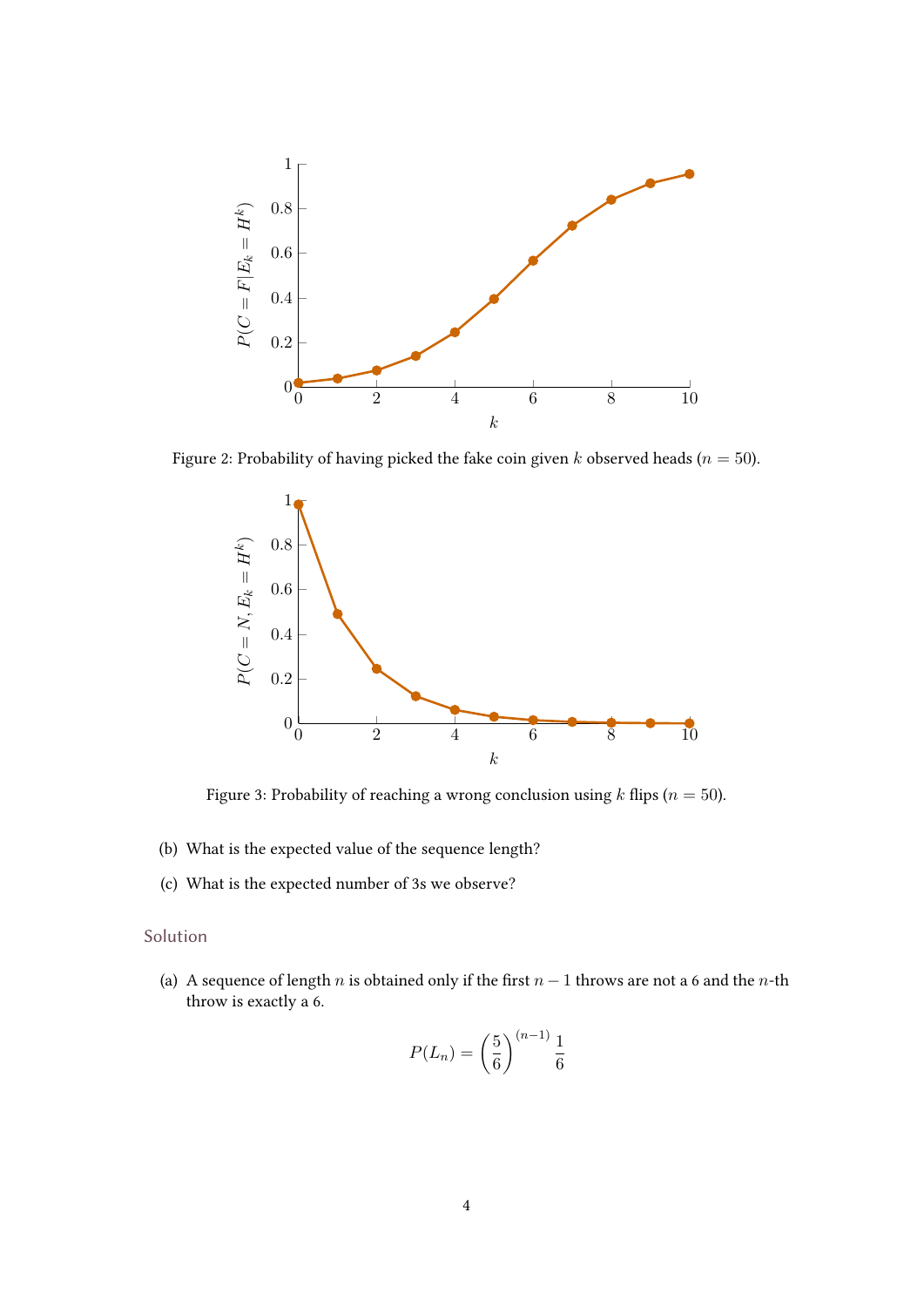Figure 2: Probability of having picked the fake coin given $k$ observed heads ($n = 50$).

Figure 3: Probability of reaching a wrong conclusion using $k$ flips ($n = 50$).

(b) What is the expected value of the sequence length?

(c) What is the expected number of 3s we observe?

## Solution

(a) A sequence of length $n$ is obtained only if the first $n-1$ throws are not a 6 and the $n$-th throw is exactly a 6.

$$P(L_n) = \left(\frac{5}{6}\right)^{(n-1)} \frac{1}{6}$$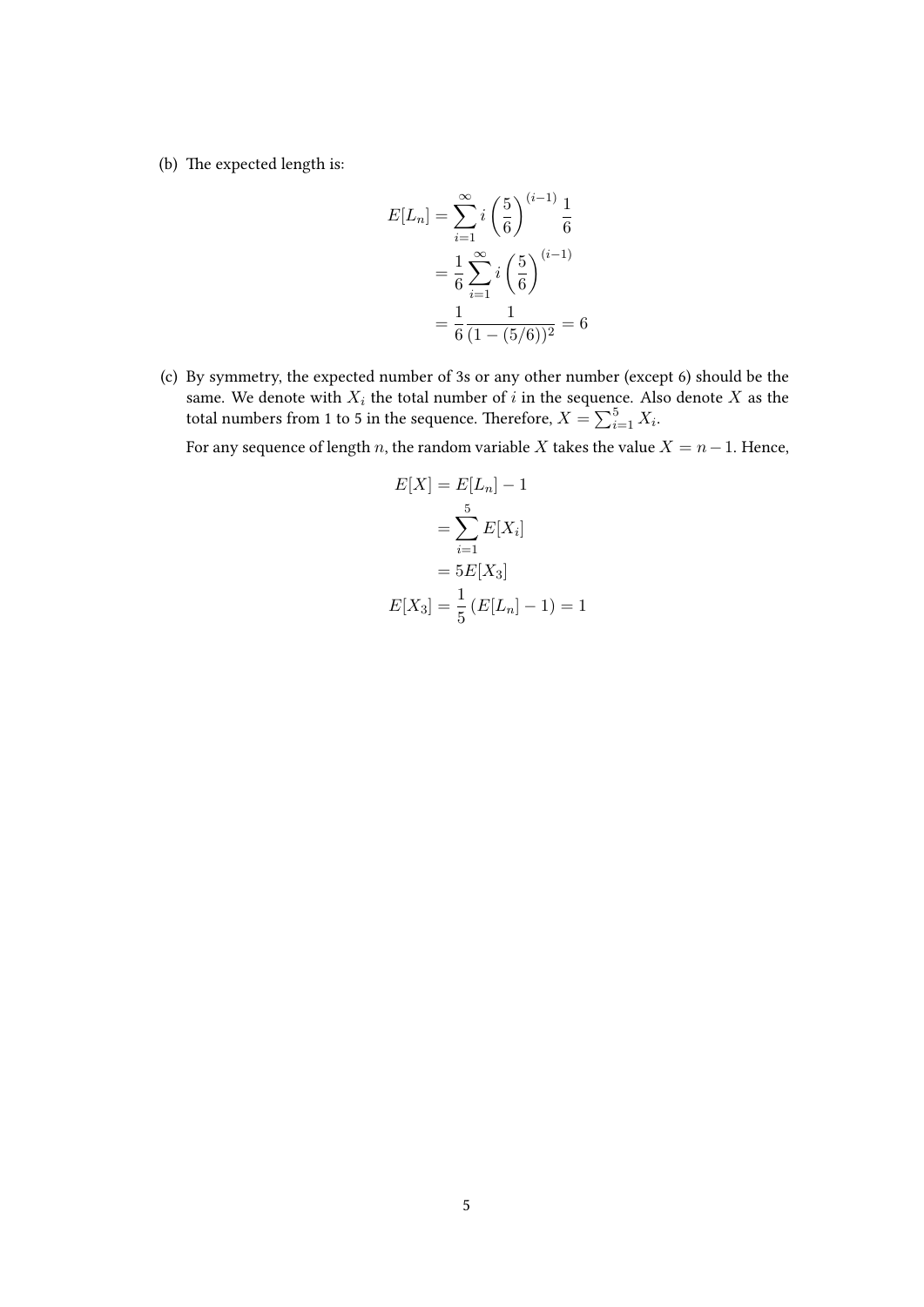(b) The expected length is:

$$
\begin{aligned}
E[L_n] &= \sum_{i=1}^{\infty} i \left(\frac{5}{6}\right)^{(i-1)} \frac{1}{6} \\
&= \frac{1}{6} \sum_{i=1}^{\infty} i \left(\frac{5}{6}\right)^{(i-1)} \\
&= \frac{1}{6} \frac{1}{(1-(5/6))^2} = 6
\end{aligned}
$$

(c) By symmetry, the expected number of 3s or any other number (except 6) should be the same. We denote with $X_i$ the total number of $i$ in the sequence. Also denote $X$ as the total numbers from 1 to 5 in the sequence. Therefore, $X = \sum_{i=1}^{5} X_i$.

For any sequence of length $n$, the random variable $X$ takes the value $X = n - 1$. Hence,

$$
\begin{aligned}
E[X] &= E[L_n] - 1 \\
&= \sum_{i=1}^{5} E[X_i] \\
&= 5E[X_3] \\
E[X_3] &= \frac{1}{5} (E[L_n] - 1) = 1
\end{aligned}
$$